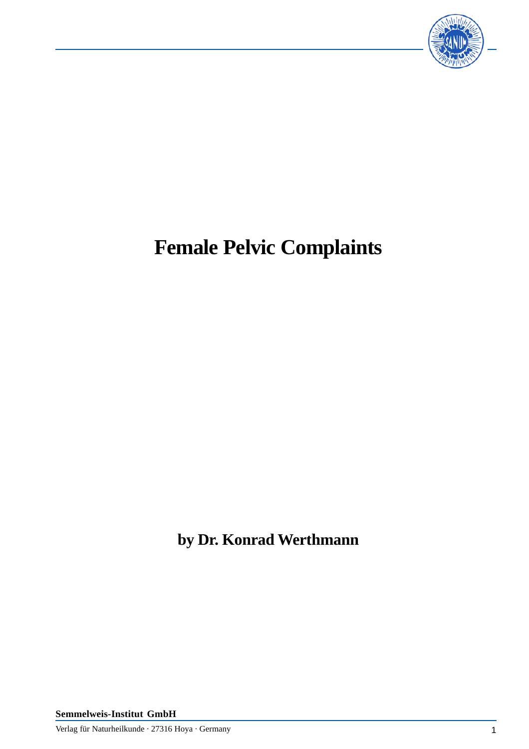# Female Pelvic Complaints

**by Dr. Konrad Werthmann**

**Semmelweis-Institut GmbH**

Verlag für Naturheilkunde · 27316 Hoya · Germany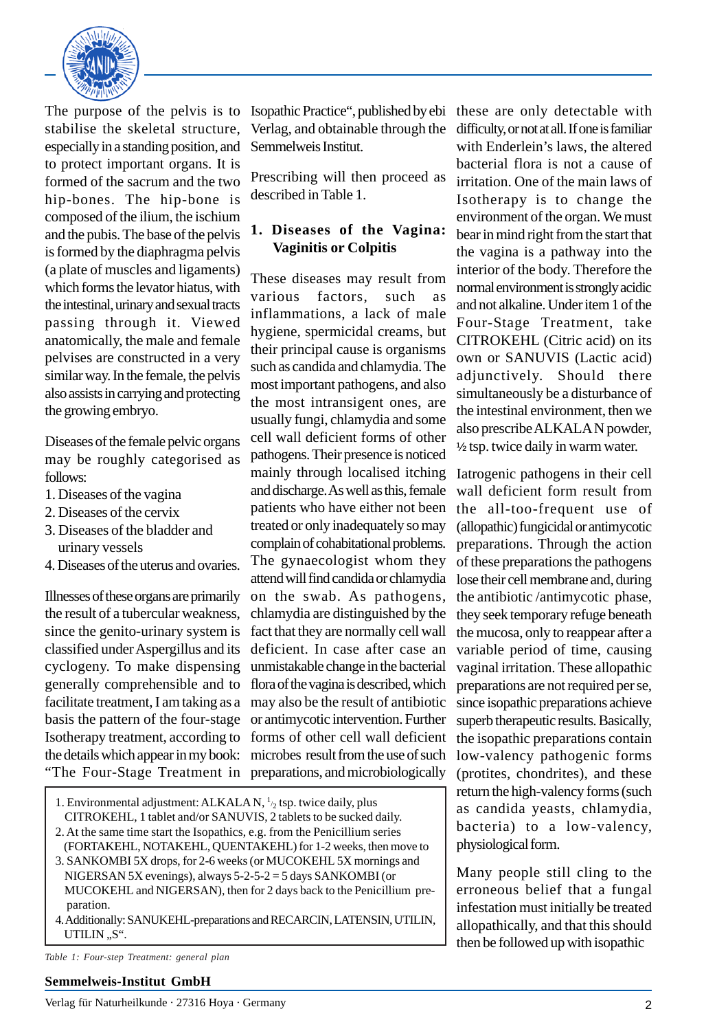The purpose of the pelvis is to stabilise the skeletal structure, especially in a standing position, and to protect important organs. It is formed of the sacrum and the two hip-bones. The hip-bone is composed of the ilium, the ischium and the pubis. The base of the pelvis is formed by the diaphragma pelvis (a plate of muscles and ligaments) which forms the levator hiatus, with the intestinal, urinary and sexual tracts passing through it. Viewed anatomically, the male and female pelvises are constructed in a very similar way. In the female, the pelvis also assists in carrying and protecting the growing embryo.

Diseases of the female pelvic organs may be roughly categorised as follows:

1. Diseases of the vagina
2. Diseases of the cervix
3. Diseases of the bladder and urinary vessels
4. Diseases of the uterus and ovaries.

Illnesses of these organs are primarily the result of a tubercular weakness, since the genito-urinary system is classified under Aspergillus and its cyclogeny. To make dispensing generally comprehensible and to facilitate treatment, I am taking as a basis the pattern of the four-stage Isotherapy treatment, according to the details which appear in my book: "The Four-Stage Treatment in Isopathic Practice", published by ebi Verlag, and obtainable through the Semmelweis Institut.

Prescribing will then proceed as described in Table 1.

1. Environmental adjustment: ALKALA N, $\frac{1}{2}$ tsp. twice daily, plus CITROKEHL, 1 tablet and/or SANUVIS, 2 tablets to be sucked daily.
2. At the same time start the Isopathics, e.g. from the Penicillium series (FORTAKEHL, NOTAKEHL, QUENTAKEHL) for 1-2 weeks, then move to
3. SANKOMBI 5X drops, for 2-6 weeks (or MUCOKEHL 5X mornings and NIGERSAN 5X evenings), always 5-2-5-2 = 5 days SANKOMBI (or MUCOKEHL and NIGERSAN), then for 2 days back to the Penicillium preparation.
4. Additionally: SANUKEHL-preparations and RECARCIN, LATENSIN, UTILIN, UTILIN „S".

*Table 1: Four-step Treatment: general plan*

## 1. Diseases of the Vagina: Vaginitis or Colpitis

These diseases may result from various factors, such as inflammations, a lack of male hygiene, spermicidal creams, but their principal cause is organisms such as candida and chlamydia. The most important pathogens, and also the most intransigent ones, are usually fungi, chlamydia and some cell wall deficient forms of other pathogens. Their presence is noticed mainly through localised itching and discharge. As well as this, female patients who have either not been treated or only inadequately so may complain of cohabitational problems. The gynaecologist whom they attend will find candida or chlamydia on the swab. As pathogens, chlamydia are distinguished by the fact that they are normally cell wall deficient. In case after case an unmistakable change in the bacterial flora of the vagina is described, which may also be the result of antibiotic or antimycotic intervention. Further forms of other cell wall deficient microbes result from the use of such preparations, and microbiologically these are only detectable with difficulty, or not at all. If one is familiar with Enderlein's laws, the altered bacterial flora is not a cause of irritation. One of the main laws of Isotherapy is to change the environment of the organ. We must bear in mind right from the start that the vagina is a pathway into the interior of the body. Therefore the normal environment is strongly acidic and not alkaline. Under item 1 of the Four-Stage Treatment, take CITROKEHL (Citric acid) on its own or SANUVIS (Lactic acid) adjunctively. Should there simultaneously be a disturbance of the intestinal environment, then we also prescribe ALKALA N powder, ½ tsp. twice daily in warm water.

Iatrogenic pathogens in their cell wall deficient form result from the all-too-frequent use of (allopathic) fungicidal or antimycotic preparations. Through the action of these preparations the pathogens lose their cell membrane and, during the antibiotic /antimycotic phase, they seek temporary refuge beneath the mucosa, only to reappear after a variable period of time, causing vaginal irritation. These allopathic preparations are not required per se, since isopathic preparations achieve superb therapeutic results. Basically, the isopathic preparations contain low-valency pathogenic forms (protites, chondrites), and these return the high-valency forms (such as candida yeasts, chlamydia, bacteria) to a low-valency, physiological form.

Many people still cling to the erroneous belief that a fungal infestation must initially be treated allopathically, and that this should then be followed up with isopathic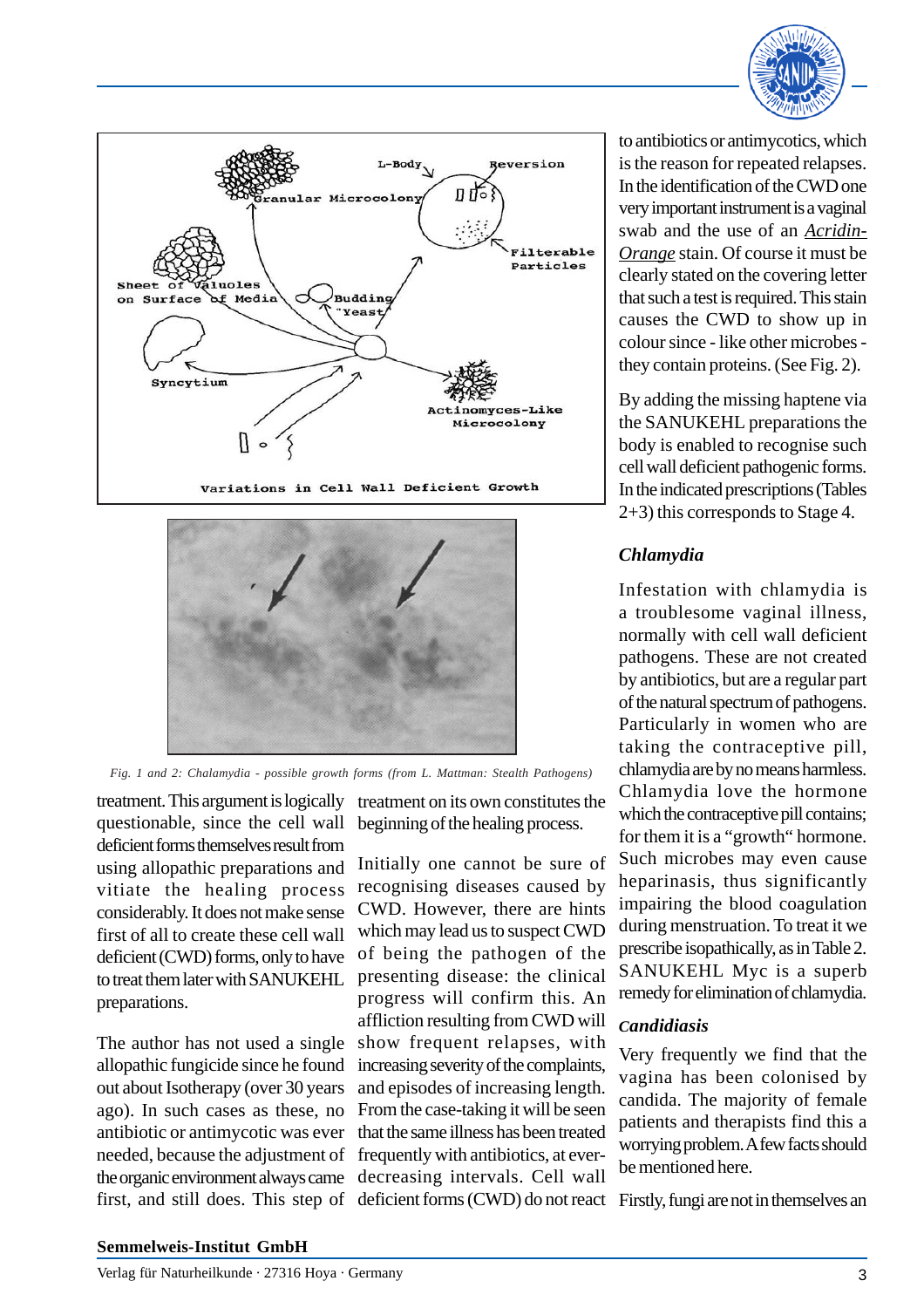Fig. 1 and 2: Chalamydia - possible growth forms (from L. Mattman: Stealth Pathogens)

treatment. This argument is logically questionable, since the cell wall deficient forms themselves result from using allopathic preparations and vitiate the healing process considerably. It does not make sense first of all to create these cell wall deficient (CWD) forms, only to have to treat them later with SANUKEHL preparations.

The author has not used a single allopathic fungicide since he found out about Isotherapy (over 30 years ago). In such cases as these, no antibiotic or antimycotic was ever needed, because the adjustment of the organic environment always came first, and still does. This step of treatment on its own constitutes the beginning of the healing process.

Initially one cannot be sure of recognising diseases caused by CWD. However, there are hints which may lead us to suspect CWD of being the pathogen of the presenting disease: the clinical progress will confirm this. An affliction resulting from CWD will show frequent relapses, with increasing severity of the complaints, and episodes of increasing length. From the case-taking it will be seen that the same illness has been treated frequently with antibiotics, at ever-decreasing intervals. Cell wall deficient forms (CWD) do not react to antibiotics or antimycotics, which is the reason for repeated relapses. In the identification of the CWD one very important instrument is a vaginal swab and the use of an *Acridin-Orange* stain. Of course it must be clearly stated on the covering letter that such a test is required. This stain causes the CWD to show up in colour since - like other microbes - they contain proteins. (See Fig. 2).

By adding the missing haptene via the SANUKEHL preparations the body is enabled to recognise such cell wall deficient pathogenic forms. In the indicated prescriptions (Tables 2+3) this corresponds to Stage 4.

### *Chlamydia*

Infestation with chlamydia is a troublesome vaginal illness, normally with cell wall deficient pathogens. These are not created by antibiotics, but are a regular part of the natural spectrum of pathogens. Particularly in women who are taking the contraceptive pill, chlamydia are by no means harmless. Chlamydia love the hormone which the contraceptive pill contains; for them it is a "growth" hormone. Such microbes may even cause heparinasis, thus significantly impairing the blood coagulation during menstruation. To treat it we prescribe isopathically, as in Table 2. SANUKEHL Myc is a superb remedy for elimination of chlamydia.

### *Candidiasis*

Very frequently we find that the vagina has been colonised by candida. The majority of female patients and therapists find this a worrying problem. A few facts should be mentioned here.

Firstly, fungi are not in themselves an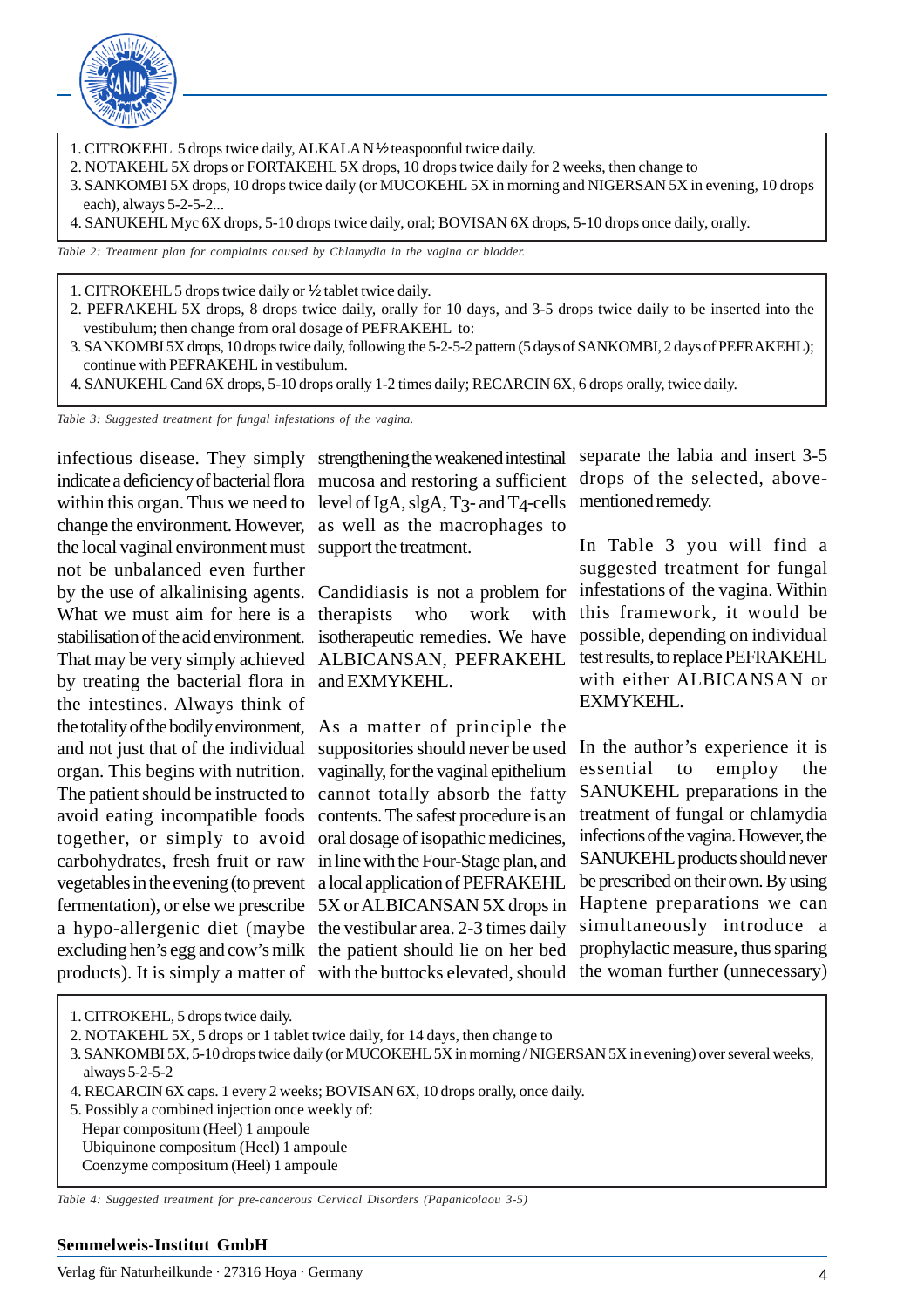1. CITROKEHL 5 drops twice daily, ALKALA N ½ teaspoonful twice daily.
2. NOTAKEHL 5X drops or FORTAKEHL 5X drops, 10 drops twice daily for 2 weeks, then change to
3. SANKOMBI 5X drops, 10 drops twice daily (or MUCOKEHL 5X in morning and NIGERSAN 5X in evening, 10 drops each), always 5-2-5-2...
4. SANUKEHL Myc 6X drops, 5-10 drops twice daily, oral; BOVISAN 6X drops, 5-10 drops once daily, orally.

*Table 2: Treatment plan for complaints caused by Chlamydia in the vagina or bladder.*

1. CITROKEHL 5 drops twice daily or ½ tablet twice daily.
2. PEFRAKEHL 5X drops, 8 drops twice daily, orally for 10 days, and 3-5 drops twice daily to be inserted into the vestibulum; then change from oral dosage of PEFRAKEHL to:
3. SANKOMBI 5X drops, 10 drops twice daily, following the 5-2-5-2 pattern (5 days of SANKOMBI, 2 days of PEFRAKEHL); continue with PEFRAKEHL in vestibulum.
4. SANUKEHL Cand 6X drops, 5-10 drops orally 1-2 times daily; RECARCIN 6X, 6 drops orally, twice daily.

*Table 3: Suggested treatment for fungal infestations of the vagina.*

infectious disease. They simply indicate a deficiency of bacterial flora within this organ. Thus we need to change the environment. However, the local vaginal environment must not be unbalanced even further by the use of alkalinising agents. What we must aim for here is a stabilisation of the acid environment. That may be very simply achieved by treating the bacterial flora in the intestines. Always think of the totality of the bodily environment, and not just that of the individual organ. This begins with nutrition. The patient should be instructed to avoid eating incompatible foods together, or simply to avoid carbohydrates, fresh fruit or raw vegetables in the evening (to prevent fermentation), or else we prescribe a hypo-allergenic diet (maybe excluding hen's egg and cow's milk products). It is simply a matter of strengthening the weakened intestinal mucosa and restoring a sufficient level of IgA, slgA, $T_3$- and $T_4$-cells as well as the macrophages to support the treatment.

Candidiasis is not a problem for therapists who work with isotherapeutic remedies. We have ALBICANSAN, PEFRAKEHL and EXMYKEHL.

As a matter of principle the suppositories should never be used vaginally, for the vaginal epithelium cannot totally absorb the fatty contents. The safest procedure is an oral dosage of isopathic medicines, in line with the Four-Stage plan, and a local application of PEFRAKEHL 5X or ALBICANSAN 5X drops in the vestibular area. 2-3 times daily the patient should lie on her bed with the buttocks elevated, should separate the labia and insert 3-5 drops of the selected, above-mentioned remedy.

In Table 3 you will find a suggested treatment for fungal infestations of the vagina. Within this framework, it would be possible, depending on individual test results, to replace PEFRAKEHL with either ALBICANSAN or EXMYKEHL.

In the author's experience it is essential to employ the SANUKEHL preparations in the treatment of fungal or chlamydia infections of the vagina. However, the SANUKEHL products should never be prescribed on their own. By using Haptene preparations we can simultaneously introduce a prophylactic measure, thus sparing the woman further (unnecessary)

1. CITROKEHL, 5 drops twice daily.
2. NOTAKEHL 5X, 5 drops or 1 tablet twice daily, for 14 days, then change to
3. SANKOMBI 5X, 5-10 drops twice daily (or MUCOKEHL 5X in morning / NIGERSAN 5X in evening) over several weeks, always 5-2-5-2
4. RECARCIN 6X caps. 1 every 2 weeks; BOVISAN 6X, 10 drops orally, once daily.
5. Possibly a combined injection once weekly of:
   Hepar compositum (Heel) 1 ampoule
   Ubiquinone compositum (Heel) 1 ampoule
   Coenzyme compositum (Heel) 1 ampoule

*Table 4: Suggested treatment for pre-cancerous Cervical Disorders (Papanicolaou 3-5)*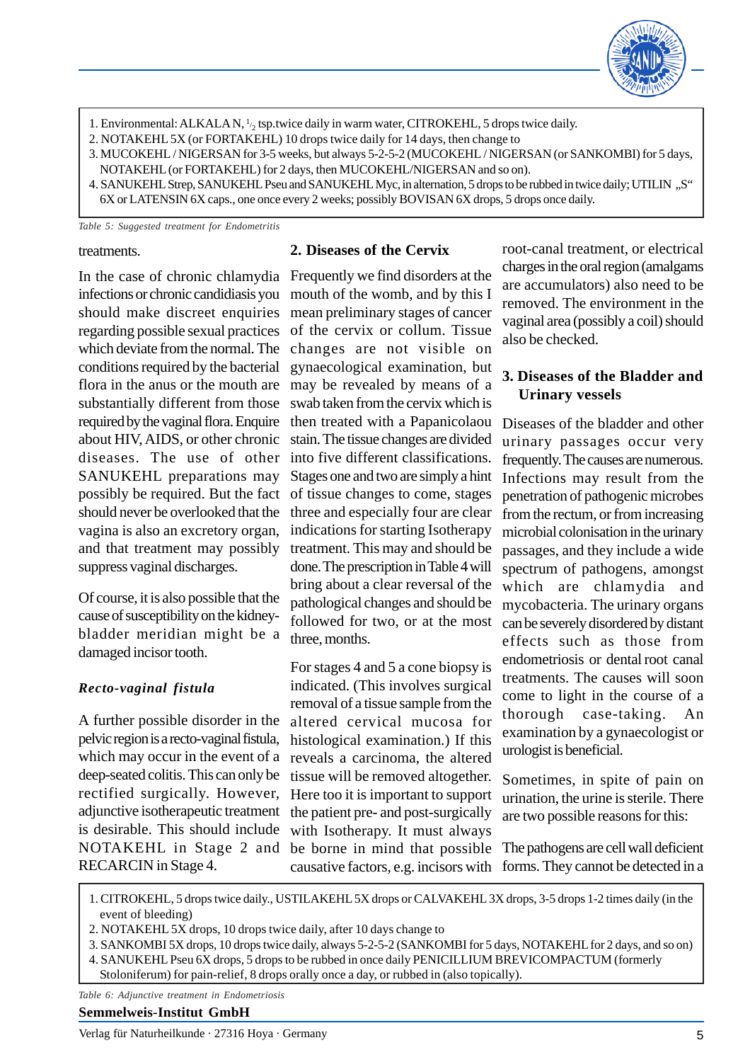1. Environmental: ALKALA N, ½ tsp.twice daily in warm water, CITROKEHL, 5 drops twice daily.
2. NOTAKEHL 5X (or FORTAKEHL) 10 drops twice daily for 14 days, then change to
3. MUCOKEHL / NIGERSAN for 3-5 weeks, but always 5-2-5-2 (MUCOKEHL / NIGERSAN (or SANKOMBI) for 5 days, NOTAKEHL (or FORTAKEHL) for 2 days, then MUCOKEHL/NIGERSAN and so on).
4. SANUKEHL Strep, SANUKEHL Pseu and SANUKEHL Myc, in alternation, 5 drops to be rubbed in twice daily; UTILIN „S" 6X or LATENSIN 6X caps., one once every 2 weeks; possibly BOVISAN 6X drops, 5 drops once daily.

*Table 5: Suggested treatment for Endometritis*

treatments.

In the case of chronic chlamydia infections or chronic candidiasis you should make discreet enquiries regarding possible sexual practices which deviate from the normal. The conditions required by the bacterial flora in the anus or the mouth are substantially different from those required by the vaginal flora. Enquire about HIV, AIDS, or other chronic diseases. The use of other SANUKEHL preparations may possibly be required. But the fact should never be overlooked that the vagina is also an excretory organ, and that treatment may possibly suppress vaginal discharges.

Of course, it is also possible that the cause of susceptibility on the kidney-bladder meridian might be a damaged incisor tooth.

### *Recto-vaginal fistula*

A further possible disorder in the pelvic region is a recto-vaginal fistula, which may occur in the event of a deep-seated colitis. This can only be rectified surgically. However, adjunctive isotherapeutic treatment is desirable. This should include NOTAKEHL in Stage 2 and RECARCIN in Stage 4.

## 2. Diseases of the Cervix

Frequently we find disorders at the mouth of the womb, and by this I mean preliminary stages of cancer of the cervix or collum. Tissue changes are not visible on gynaecological examination, but may be revealed by means of a swab taken from the cervix which is then treated with a Papanicolaou stain. The tissue changes are divided into five different classifications. Stages one and two are simply a hint of tissue changes to come, stages three and especially four are clear indications for starting Isotherapy treatment. This may and should be done. The prescription in Table 4 will bring about a clear reversal of the pathological changes and should be followed for two, or at the most three, months.

For stages 4 and 5 a cone biopsy is indicated. (This involves surgical removal of a tissue sample from the altered cervical mucosa for histological examination.) If this reveals a carcinoma, the altered tissue will be removed altogether. Here too it is important to support the patient pre- and post-surgically with Isotherapy. It must always be borne in mind that possible causative factors, e.g. incisors with root-canal treatment, or electrical charges in the oral region (amalgams are accumulators) also need to be removed. The environment in the vaginal area (possibly a coil) should also be checked.

## 3. Diseases of the Bladder and Urinary vessels

Diseases of the bladder and other urinary passages occur very frequently. The causes are numerous. Infections may result from the penetration of pathogenic microbes from the rectum, or from increasing microbial colonisation in the urinary passages, and they include a wide spectrum of pathogens, amongst which are chlamydia and mycobacteria. The urinary organs can be severely disordered by distant effects such as those from endometriosis or dental root canal treatments. The causes will soon come to light in the course of a thorough case-taking. An examination by a gynaecologist or urologist is beneficial.

Sometimes, in spite of pain on urination, the urine is sterile. There are two possible reasons for this:

The pathogens are cell wall deficient forms. They cannot be detected in a

1. CITROKEHL, 5 drops twice daily., USTILAKEHL 5X drops or CALVAKEHL 3X drops, 3-5 drops 1-2 times daily (in the event of bleeding)
2. NOTAKEHL 5X drops, 10 drops twice daily, after 10 days change to
3. SANKOMBI 5X drops, 10 drops twice daily, always 5-2-5-2 (SANKOMBI for 5 days, NOTAKEHL for 2 days, and so on)
4. SANUKEHL Pseu 6X drops, 5 drops to be rubbed in once daily PENICILLIUM BREVICOMPACTUM (formerly Stoloniferum) for pain-relief, 8 drops orally once a day, or rubbed in (also topically).

*Table 6: Adjunctive treatment in Endometriosis*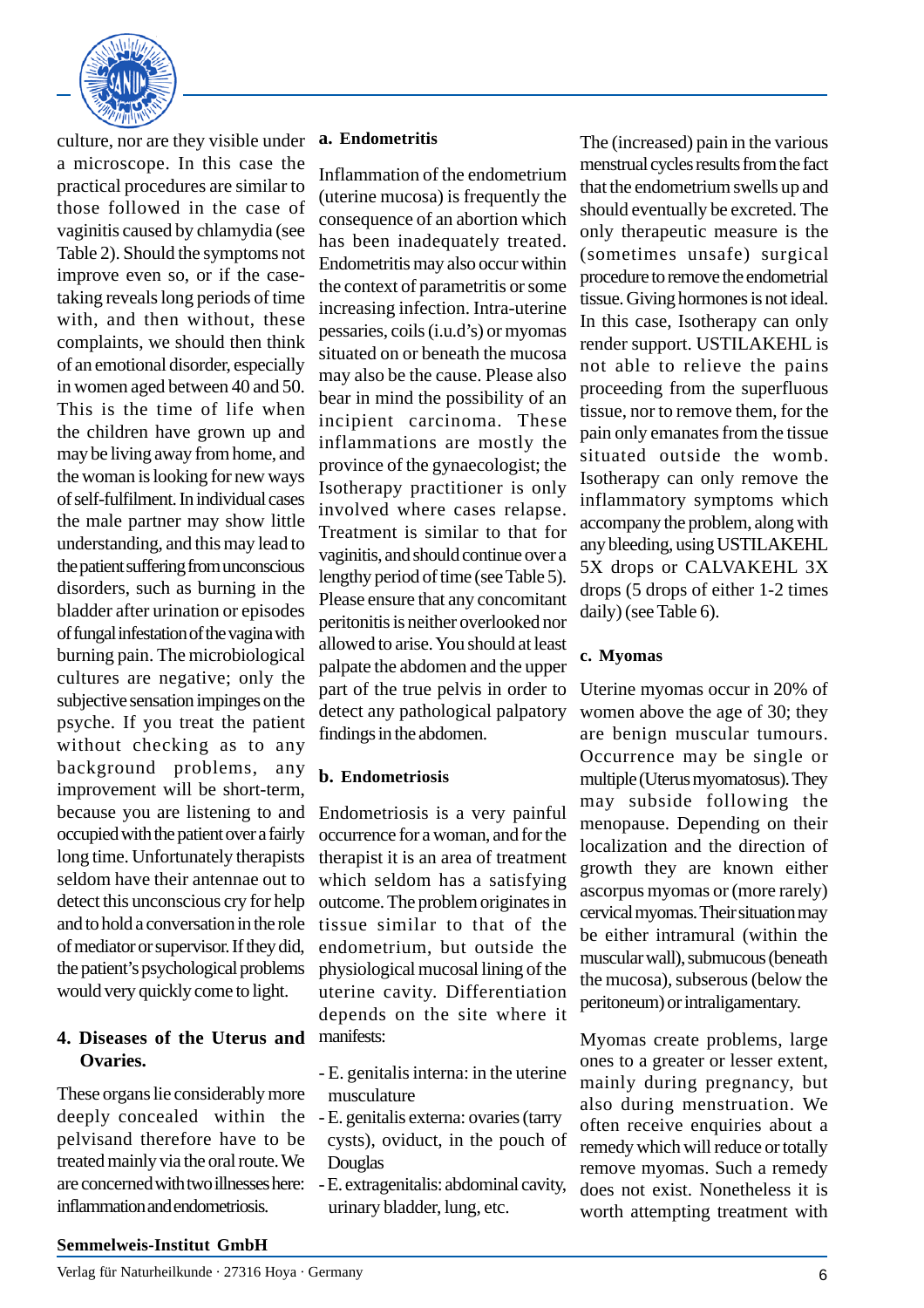culture, nor are they visible under a microscope. In this case the practical procedures are similar to those followed in the case of vaginitis caused by chlamydia (see Table 2). Should the symptoms not improve even so, or if the case-taking reveals long periods of time with, and then without, these complaints, we should then think of an emotional disorder, especially in women aged between 40 and 50. This is the time of life when the children have grown up and may be living away from home, and the woman is looking for new ways of self-fulfilment. In individual cases the male partner may show little understanding, and this may lead to the patient suffering from unconscious disorders, such as burning in the bladder after urination or episodes of fungal infestation of the vagina with burning pain. The microbiological cultures are negative; only the subjective sensation impinges on the psyche. If you treat the patient without checking as to any background problems, any improvement will be short-term, because you are listening to and occupied with the patient over a fairly long time. Unfortunately therapists seldom have their antennae out to detect this unconscious cry for help and to hold a conversation in the role of mediator or supervisor. If they did, the patient's psychological problems would very quickly come to light.

## 4. Diseases of the Uterus and Ovaries.

These organs lie considerably more deeply concealed within the pelvisand therefore have to be treated mainly via the oral route. We are concerned with two illnesses here: inflammation and endometriosis.

### a. Endometritis

Inflammation of the endometrium (uterine mucosa) is frequently the consequence of an abortion which has been inadequately treated. Endometritis may also occur within the context of parametritis or some increasing infection. Intra-uterine pessaries, coils (i.u.d's) or myomas situated on or beneath the mucosa may also be the cause. Please also bear in mind the possibility of an incipient carcinoma. These inflammations are mostly the province of the gynaecologist; the Isotherapy practitioner is only involved where cases relapse. Treatment is similar to that for vaginitis, and should continue over a lengthy period of time (see Table 5). Please ensure that any concomitant peritonitis is neither overlooked nor allowed to arise. You should at least palpate the abdomen and the upper part of the true pelvis in order to detect any pathological palpatory findings in the abdomen.

### b. Endometriosis

Endometriosis is a very painful occurrence for a woman, and for the therapist it is an area of treatment which seldom has a satisfying outcome. The problem originates in tissue similar to that of the endometrium, but outside the physiological mucosal lining of the uterine cavity. Differentiation depends on the site where it manifests:

- E. genitalis interna: in the uterine musculature
- E. genitalis externa: ovaries (tarry cysts), oviduct, in the pouch of Douglas
- E. extragenitalis: abdominal cavity, urinary bladder, lung, etc.

The (increased) pain in the various menstrual cycles results from the fact that the endometrium swells up and should eventually be excreted. The only therapeutic measure is the (sometimes unsafe) surgical procedure to remove the endometrial tissue. Giving hormones is not ideal. In this case, Isotherapy can only render support. USTILAKEHL is not able to relieve the pains proceeding from the superfluous tissue, nor to remove them, for the pain only emanates from the tissue situated outside the womb. Isotherapy can only remove the inflammatory symptoms which accompany the problem, along with any bleeding, using USTILAKEHL 5X drops or CALVAKEHL 3X drops (5 drops of either 1-2 times daily) (see Table 6).

### c. Myomas

Uterine myomas occur in 20% of women above the age of 30; they are benign muscular tumours. Occurrence may be single or multiple (Uterus myomatosus). They may subside following the menopause. Depending on their localization and the direction of growth they are known either ascorpus myomas or (more rarely) cervical myomas. Their situation may be either intramural (within the muscular wall), submucous (beneath the mucosa), subserous (below the peritoneum) or intraligamentary.

Myomas create problems, large ones to a greater or lesser extent, mainly during pregnancy, but also during menstruation. We often receive enquiries about a remedy which will reduce or totally remove myomas. Such a remedy does not exist. Nonetheless it is worth attempting treatment with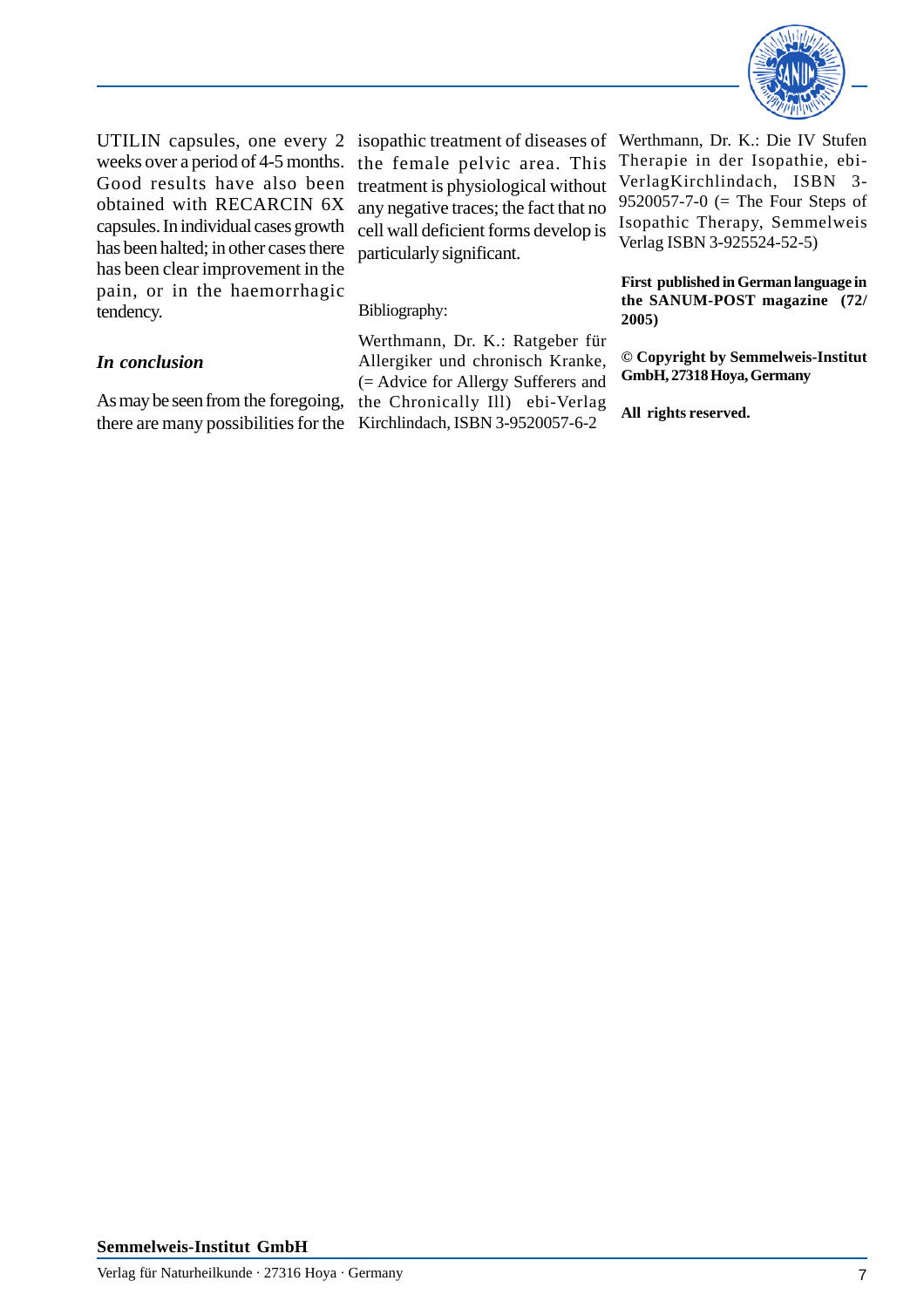UTILIN capsules, one every 2 weeks over a period of 4-5 months. Good results have also been obtained with RECARCIN 6X capsules. In individual cases growth has been halted; in other cases there has been clear improvement in the pain, or in the haemorrhagic tendency.

### *In conclusion*

As may be seen from the foregoing, there are many possibilities for the isopathic treatment of diseases of the female pelvic area. This treatment is physiological without any negative traces; the fact that no cell wall deficient forms develop is particularly significant.

Bibliography:

Werthmann, Dr. K.: Ratgeber für Allergiker und chronisch Kranke, (= Advice for Allergy Sufferers and the Chronically Ill) ebi-Verlag Kirchlindach, ISBN 3-9520057-6-2

Werthmann, Dr. K.: Die IV Stufen Therapie in der Isopathie, ebi-VerlagKirchlindach, ISBN 3-9520057-7-0 (= The Four Steps of Isopathic Therapy, Semmelweis Verlag ISBN 3-925524-52-5)

**First published in German language in the SANUM-POST magazine (72/2005)**

**© Copyright by Semmelweis-Institut GmbH, 27318 Hoya, Germany**

**All rights reserved.**